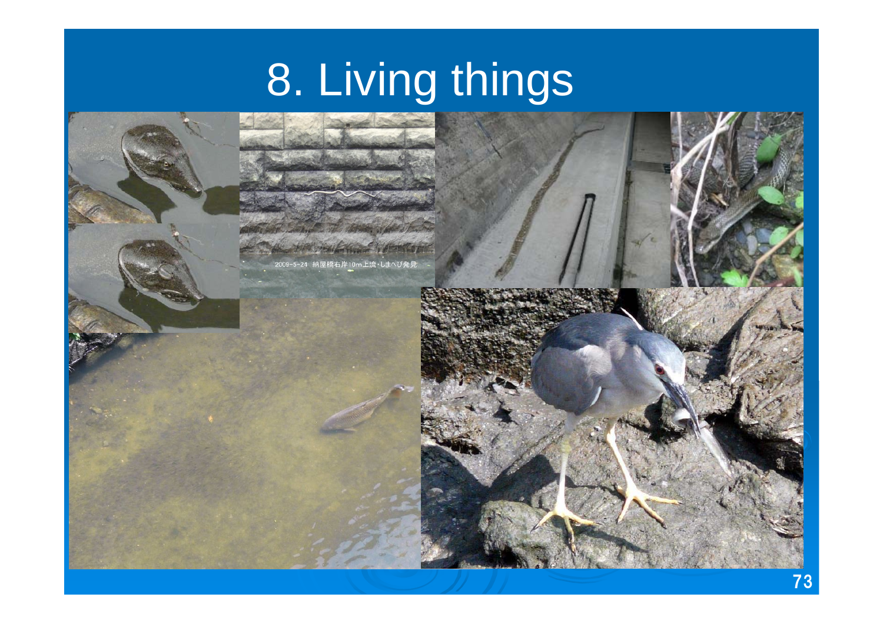# 8. Living things

2009-5-24 納屋橋右岸10m上流・しまへび発見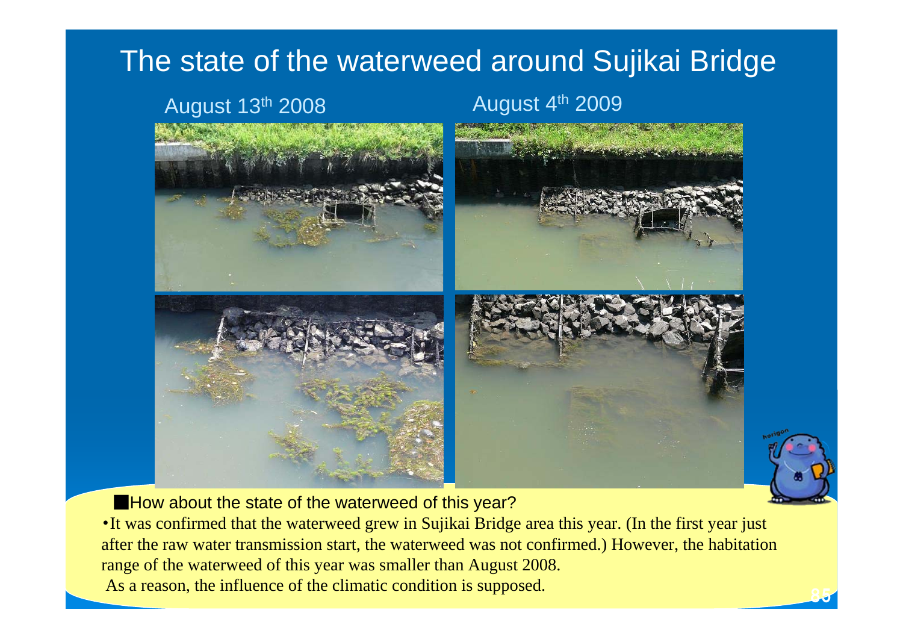# The state of the waterweed around Sujikai Bridge

August 13th 2008

August 4th 2009

■How about the state of the waterweed of this year?

・It was confirmed that the waterweed grew in Sujikai Bridge area this year. (In the first year just after the raw water transmission start, the waterweed was not confirmed.) However, the habitation range of the waterweed of this year was smaller than August 2008.

As a reason, the influence of the climatic condition is supposed.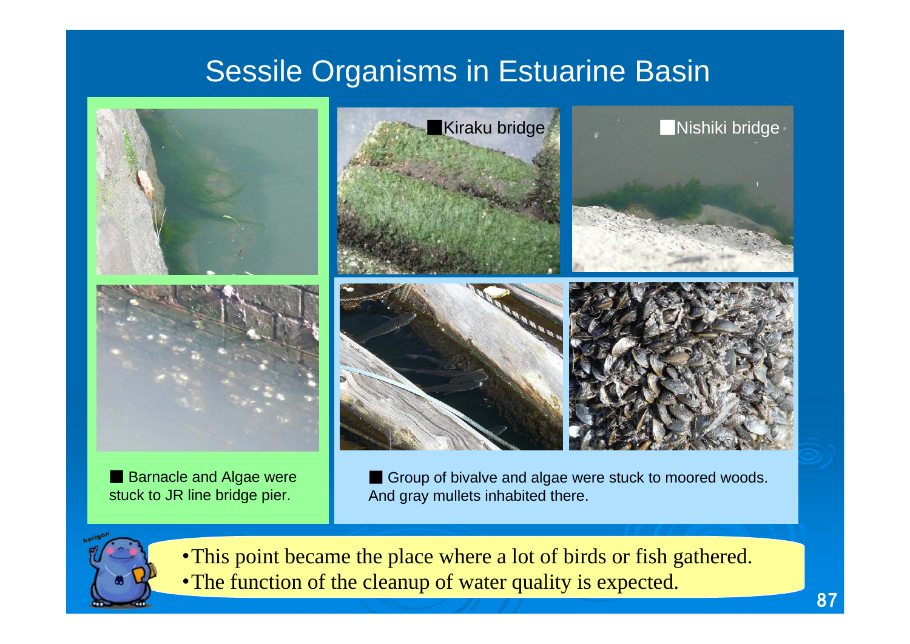# Sessile Organisms in Estuarine Basin

■Kiraku bridge

■Nishiki bridge

■ Barnacle and Algae were stuck to JR line bridge pier.

■ Group of bivalve and algae were stuck to moored woods. And gray mullets inhabited there.

- This point became the place where a lot of birds or fish gathered.
- The function of the cleanup of water quality is expected.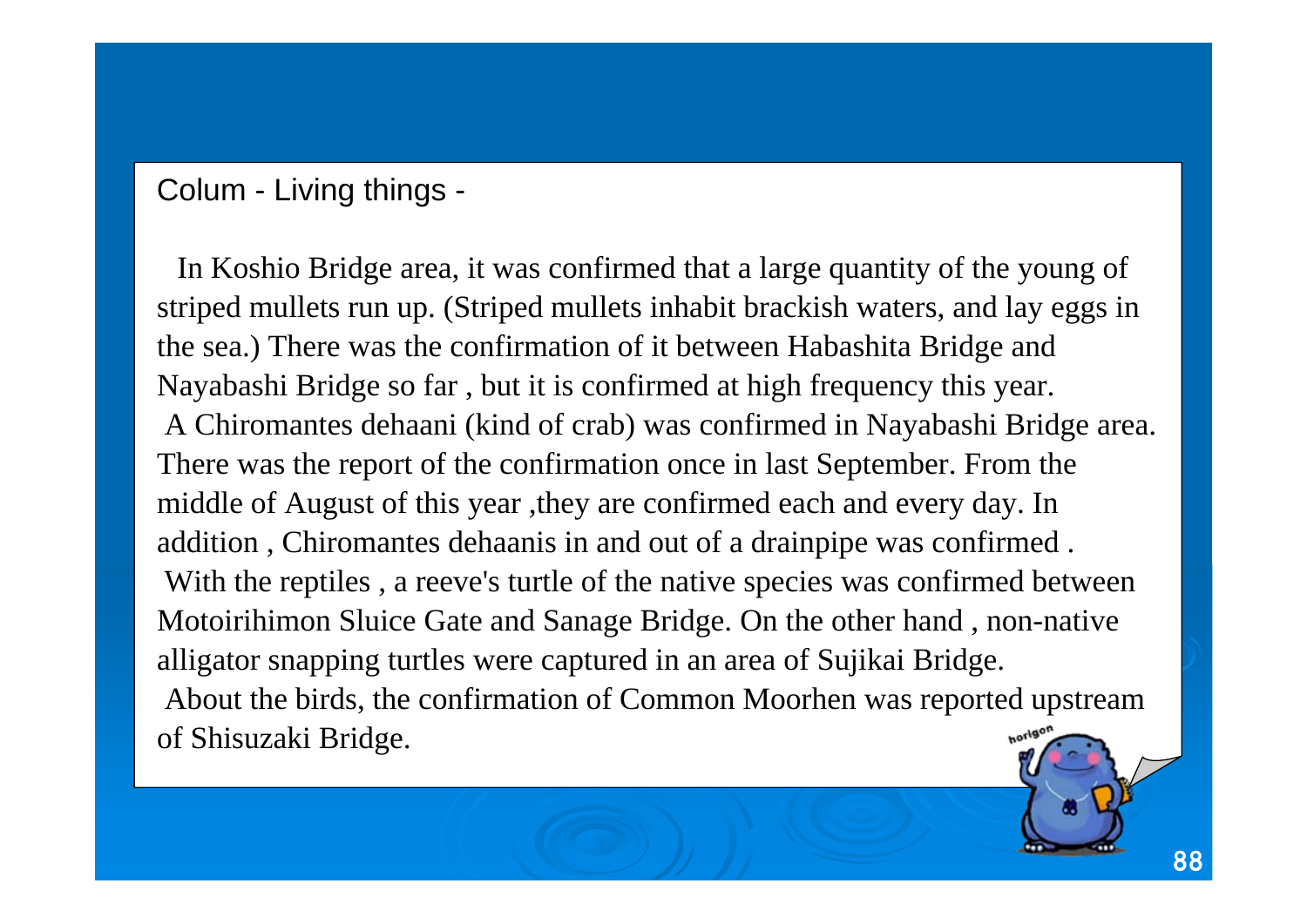## Colum - Living things -

In Koshio Bridge area, it was confirmed that a large quantity of the young of striped mullets run up. (Striped mullets inhabit brackish waters, and lay eggs in the sea.) There was the confirmation of it between Habashita Bridge and Nayabashi Bridge so far , but it is confirmed at high frequency this year.

A Chiromantes dehaani (kind of crab) was confirmed in Nayabashi Bridge area. There was the report of the confirmation once in last September. From the middle of August of this year ,they are confirmed each and every day. In addition , Chiromantes dehaanis in and out of a drainpipe was confirmed .

With the reptiles , a reeve's turtle of the native species was confirmed between Motoirihimon Sluice Gate and Sanage Bridge. On the other hand , non-native alligator snapping turtles were captured in an area of Sujikai Bridge.

About the birds, the confirmation of Common Moorhen was reported upstream of Shisuzaki Bridge.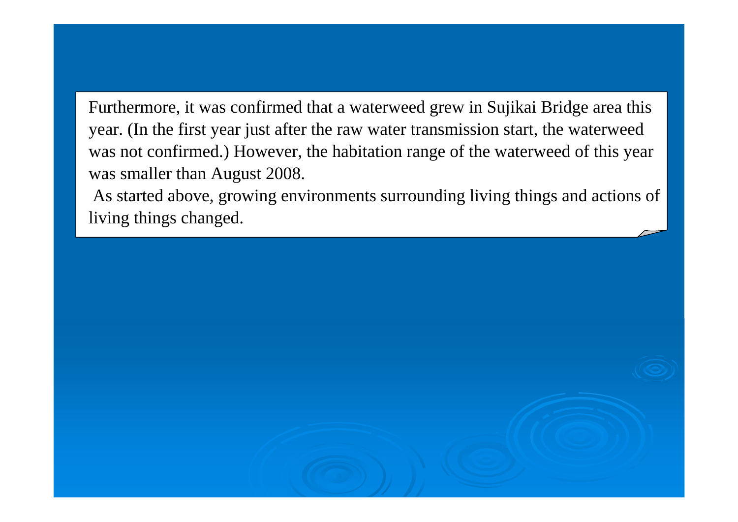Furthermore, it was confirmed that a waterweed grew in Sujikai Bridge area this year. (In the first year just after the raw water transmission start, the waterweed was not confirmed.) However, the habitation range of the waterweed of this year was smaller than August 2008.

As started above, growing environments surrounding living things and actions of living things changed.